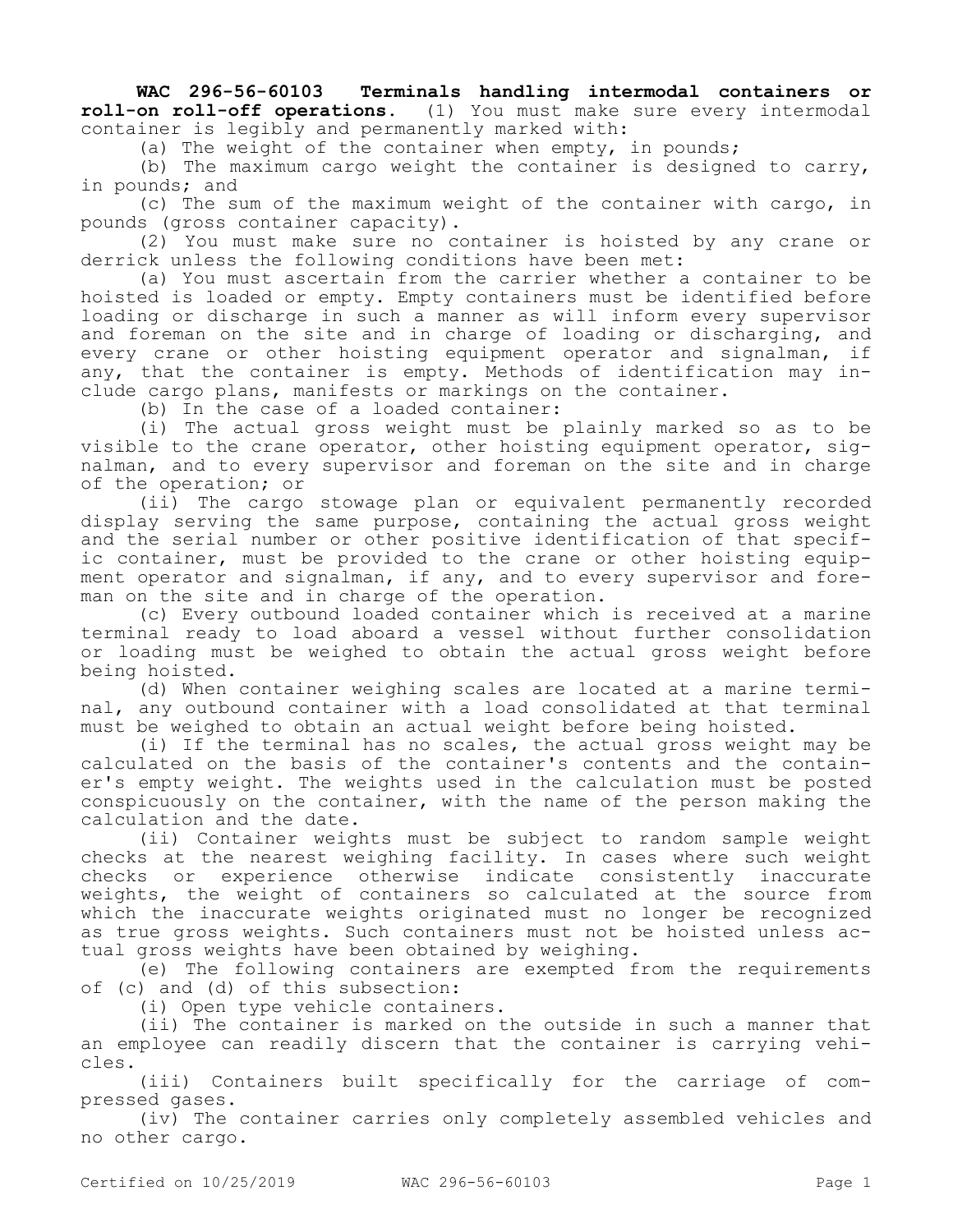**WAC 296-56-60103 Terminals handling intermodal containers or roll-on roll-off operations.** (1) You must make sure every intermodal container is legibly and permanently marked with:

(a) The weight of the container when empty, in pounds;

(b) The maximum cargo weight the container is designed to carry, in pounds; and

(c) The sum of the maximum weight of the container with cargo, in pounds (gross container capacity).

(2) You must make sure no container is hoisted by any crane or derrick unless the following conditions have been met:

(a) You must ascertain from the carrier whether a container to be hoisted is loaded or empty. Empty containers must be identified before loading or discharge in such a manner as will inform every supervisor and foreman on the site and in charge of loading or discharging, and every crane or other hoisting equipment operator and signalman, if any, that the container is empty. Methods of identification may include cargo plans, manifests or markings on the container.

(b) In the case of a loaded container:

(i) The actual gross weight must be plainly marked so as to be visible to the crane operator, other hoisting equipment operator, signalman, and to every supervisor and foreman on the site and in charge of the operation; or

(ii) The cargo stowage plan or equivalent permanently recorded display serving the same purpose, containing the actual gross weight and the serial number or other positive identification of that specific container, must be provided to the crane or other hoisting equipment operator and signalman, if any, and to every supervisor and foreman on the site and in charge of the operation.

(c) Every outbound loaded container which is received at a marine terminal ready to load aboard a vessel without further consolidation or loading must be weighed to obtain the actual gross weight before being hoisted.

(d) When container weighing scales are located at a marine terminal, any outbound container with a load consolidated at that terminal must be weighed to obtain an actual weight before being hoisted.

(i) If the terminal has no scales, the actual gross weight may be calculated on the basis of the container's contents and the container's empty weight. The weights used in the calculation must be posted conspicuously on the container, with the name of the person making the calculation and the date.

(ii) Container weights must be subject to random sample weight checks at the nearest weighing facility. In cases where such weight checks or experience otherwise indicate consistently inaccurate weights, the weight of containers so calculated at the source from which the inaccurate weights originated must no longer be recognized as true gross weights. Such containers must not be hoisted unless actual gross weights have been obtained by weighing.

(e) The following containers are exempted from the requirements of (c) and (d) of this subsection:

(i) Open type vehicle containers.

(ii) The container is marked on the outside in such a manner that an employee can readily discern that the container is carrying vehicles.

(iii) Containers built specifically for the carriage of compressed gases.

(iv) The container carries only completely assembled vehicles and no other cargo.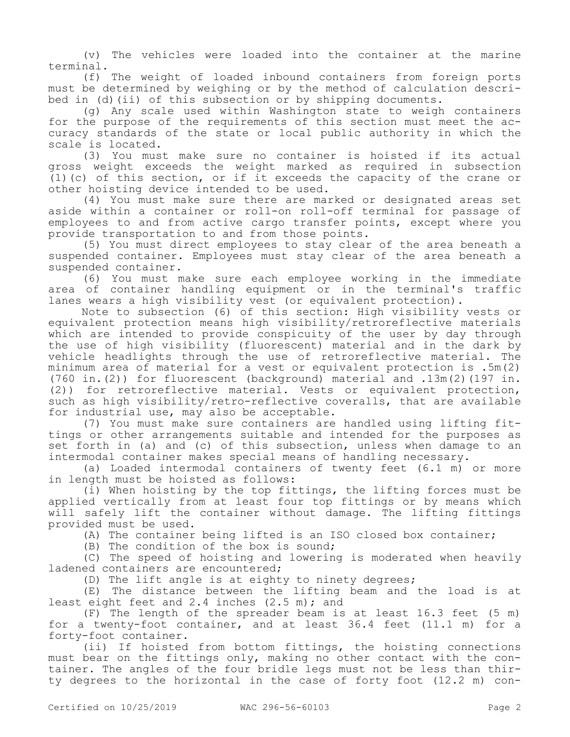(v) The vehicles were loaded into the container at the marine terminal.

(f) The weight of loaded inbound containers from foreign ports must be determined by weighing or by the method of calculation described in (d)(ii) of this subsection or by shipping documents.

(g) Any scale used within Washington state to weigh containers for the purpose of the requirements of this section must meet the accuracy standards of the state or local public authority in which the scale is located.

(3) You must make sure no container is hoisted if its actual gross weight exceeds the weight marked as required in subsection (1)(c) of this section, or if it exceeds the capacity of the crane or other hoisting device intended to be used.

(4) You must make sure there are marked or designated areas set aside within a container or roll-on roll-off terminal for passage of employees to and from active cargo transfer points, except where you provide transportation to and from those points.

(5) You must direct employees to stay clear of the area beneath a suspended container. Employees must stay clear of the area beneath a suspended container.

(6) You must make sure each employee working in the immediate area of container handling equipment or in the terminal's traffic lanes wears a high visibility vest (or equivalent protection).

Note to subsection (6) of this section: High visibility vests or equivalent protection means high visibility/retroreflective materials which are intended to provide conspicuity of the user by day through the use of high visibility (fluorescent) material and in the dark by vehicle headlights through the use of retroreflective material. The minimum area of material for a vest or equivalent protection is .5m(2) (760 in.(2)) for fluorescent (background) material and .13m(2)(197 in.(2)) for retroreflective material. Vests or equivalent protection, such as high visibility/retro-reflective coveralls, that are available for industrial use, may also be acceptable.

(7) You must make sure containers are handled using lifting fittings or other arrangements suitable and intended for the purposes as set forth in (a) and (c) of this subsection, unless when damage to an intermodal container makes special means of handling necessary.

(a) Loaded intermodal containers of twenty feet (6.1 m) or more in length must be hoisted as follows:

(i) When hoisting by the top fittings, the lifting forces must be applied vertically from at least four top fittings or by means which will safely lift the container without damage. The lifting fittings provided must be used.

(A) The container being lifted is an ISO closed box container;

(B) The condition of the box is sound;

(C) The speed of hoisting and lowering is moderated when heavily ladened containers are encountered;

(D) The lift angle is at eighty to ninety degrees;

(E) The distance between the lifting beam and the load is at least eight feet and 2.4 inches (2.5 m); and

(F) The length of the spreader beam is at least 16.3 feet (5 m) for a twenty-foot container, and at least 36.4 feet (11.1 m) for a forty-foot container.

(ii) If hoisted from bottom fittings, the hoisting connections must bear on the fittings only, making no other contact with the container. The angles of the four bridle legs must not be less than thirty degrees to the horizontal in the case of forty foot (12.2 m) con-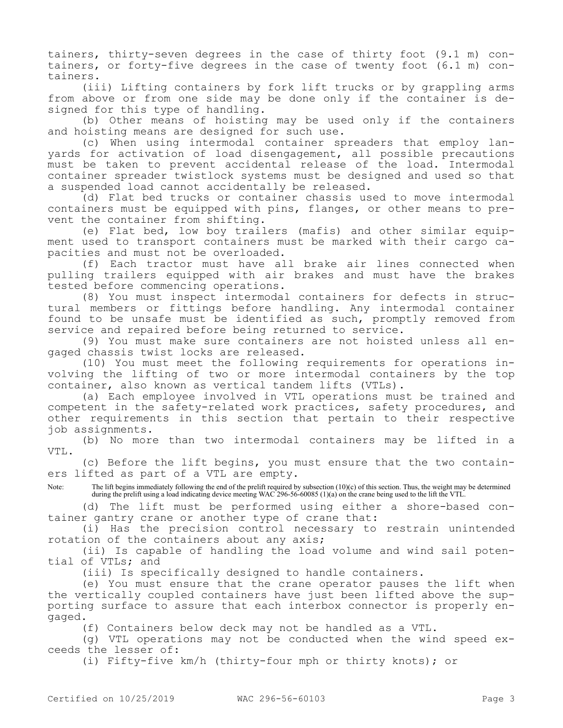tainers, thirty-seven degrees in the case of thirty foot (9.1 m) containers, or forty-five degrees in the case of twenty foot (6.1 m) containers.

(iii) Lifting containers by fork lift trucks or by grappling arms from above or from one side may be done only if the container is designed for this type of handling.

(b) Other means of hoisting may be used only if the containers and hoisting means are designed for such use.

(c) When using intermodal container spreaders that employ lanyards for activation of load disengagement, all possible precautions must be taken to prevent accidental release of the load. Intermodal container spreader twistlock systems must be designed and used so that a suspended load cannot accidentally be released.

(d) Flat bed trucks or container chassis used to move intermodal containers must be equipped with pins, flanges, or other means to prevent the container from shifting.

(e) Flat bed, low boy trailers (mafis) and other similar equipment used to transport containers must be marked with their cargo capacities and must not be overloaded.

(f) Each tractor must have all brake air lines connected when pulling trailers equipped with air brakes and must have the brakes tested before commencing operations.

(8) You must inspect intermodal containers for defects in structural members or fittings before handling. Any intermodal container found to be unsafe must be identified as such, promptly removed from service and repaired before being returned to service.

(9) You must make sure containers are not hoisted unless all engaged chassis twist locks are released.

(10) You must meet the following requirements for operations involving the lifting of two or more intermodal containers by the top container, also known as vertical tandem lifts (VTLs).

(a) Each employee involved in VTL operations must be trained and competent in the safety-related work practices, safety procedures, and other requirements in this section that pertain to their respective job assignments.

(b) No more than two intermodal containers may be lifted in a VTL.

(c) Before the lift begins, you must ensure that the two containers lifted as part of a VTL are empty.

Note: The lift begins immediately following the end of the prelift required by subsection (10)(c) of this section. Thus, the weight may be determined during the prelift using a load indicating device meeting WAC 296-56-60085 (1)(a) on the crane being used to the lift the VTL.

(d) The lift must be performed using either a shore-based container gantry crane or another type of crane that:

(i) Has the precision control necessary to restrain unintended rotation of the containers about any axis;

(ii) Is capable of handling the load volume and wind sail potential of VTLs; and

(iii) Is specifically designed to handle containers.

(e) You must ensure that the crane operator pauses the lift when the vertically coupled containers have just been lifted above the supporting surface to assure that each interbox connector is properly engaged.

(f) Containers below deck may not be handled as a VTL.

(g) VTL operations may not be conducted when the wind speed exceeds the lesser of:

(i) Fifty-five km/h (thirty-four mph or thirty knots); or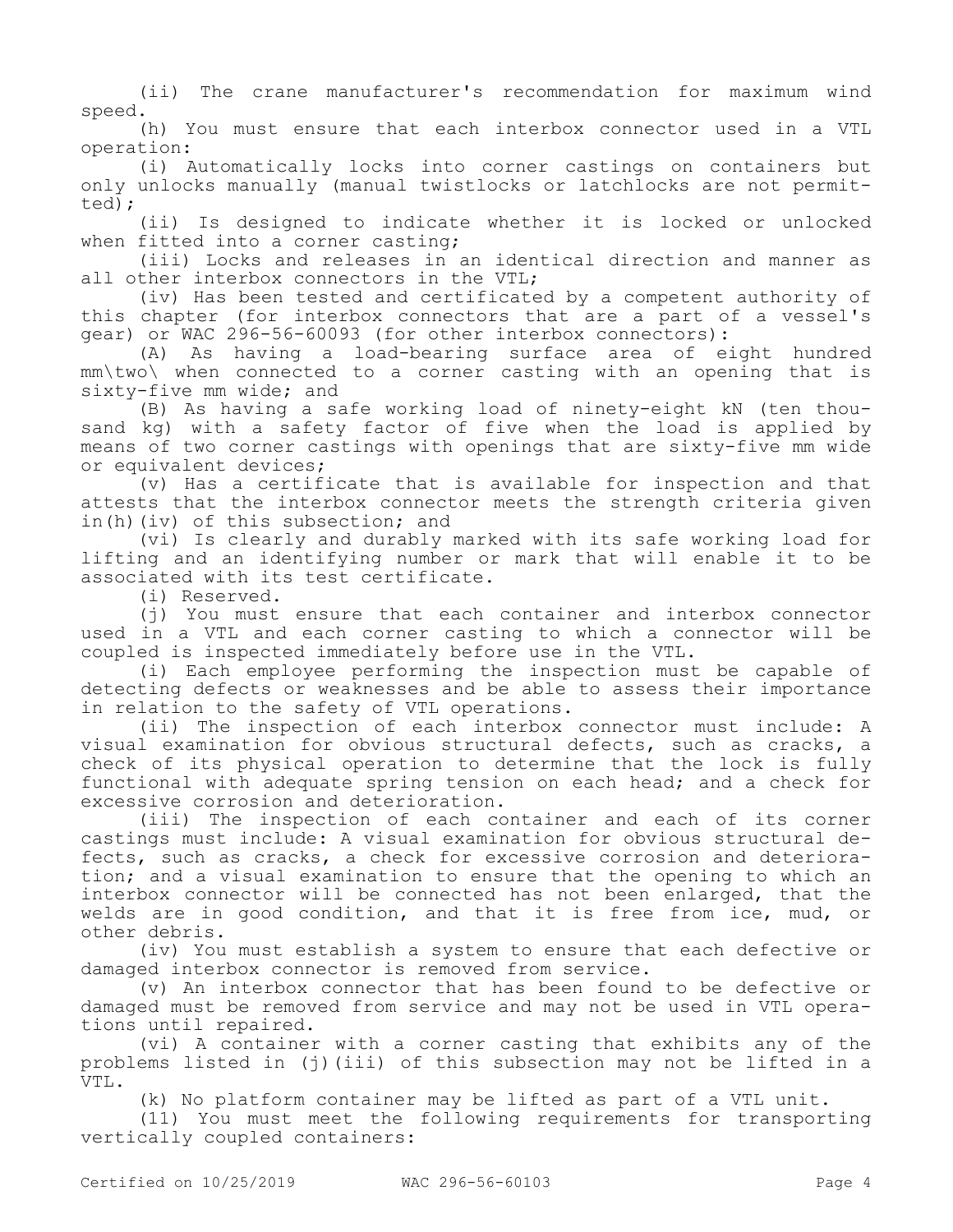(ii) The crane manufacturer's recommendation for maximum wind speed.

(h) You must ensure that each interbox connector used in a VTL operation:

(i) Automatically locks into corner castings on containers but only unlocks manually (manual twistlocks or latchlocks are not permitted);

(ii) Is designed to indicate whether it is locked or unlocked when fitted into a corner casting;

(iii) Locks and releases in an identical direction and manner as all other interbox connectors in the VTL;

(iv) Has been tested and certificated by a competent authority of this chapter (for interbox connectors that are a part of a vessel's gear) or WAC 296-56-60093 (for other interbox connectors):

(A) As having a load-bearing surface area of eight hundred mm\two\ when connected to a corner casting with an opening that is sixty-five mm wide; and

(B) As having a safe working load of ninety-eight kN (ten thousand kg) with a safety factor of five when the load is applied by means of two corner castings with openings that are sixty-five mm wide or equivalent devices;

(v) Has a certificate that is available for inspection and that attests that the interbox connector meets the strength criteria given in(h)(iv) of this subsection; and

(vi) Is clearly and durably marked with its safe working load for lifting and an identifying number or mark that will enable it to be associated with its test certificate.

(i) Reserved.

(j) You must ensure that each container and interbox connector used in a VTL and each corner casting to which a connector will be coupled is inspected immediately before use in the VTL.

(i) Each employee performing the inspection must be capable of detecting defects or weaknesses and be able to assess their importance in relation to the safety of VTL operations.

(ii) The inspection of each interbox connector must include: A visual examination for obvious structural defects, such as cracks, a check of its physical operation to determine that the lock is fully functional with adequate spring tension on each head; and a check for excessive corrosion and deterioration.

(iii) The inspection of each container and each of its corner castings must include: A visual examination for obvious structural defects, such as cracks, a check for excessive corrosion and deterioration; and a visual examination to ensure that the opening to which an interbox connector will be connected has not been enlarged, that the welds are in good condition, and that it is free from ice, mud, or other debris.

(iv) You must establish a system to ensure that each defective or damaged interbox connector is removed from service.

(v) An interbox connector that has been found to be defective or damaged must be removed from service and may not be used in VTL operations until repaired.

(vi) A container with a corner casting that exhibits any of the problems listed in (j)(iii) of this subsection may not be lifted in a VTL.

(k) No platform container may be lifted as part of a VTL unit.

(11) You must meet the following requirements for transporting vertically coupled containers: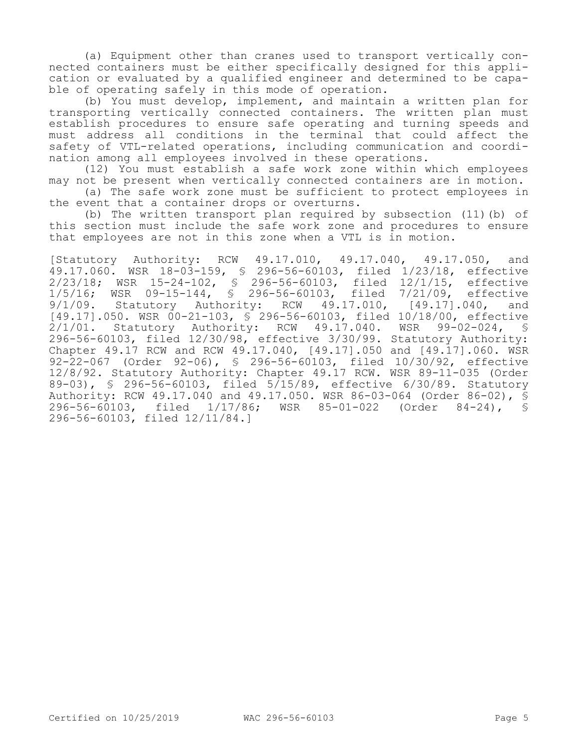(a) Equipment other than cranes used to transport vertically connected containers must be either specifically designed for this application or evaluated by a qualified engineer and determined to be capable of operating safely in this mode of operation.

(b) You must develop, implement, and maintain a written plan for transporting vertically connected containers. The written plan must establish procedures to ensure safe operating and turning speeds and must address all conditions in the terminal that could affect the safety of VTL-related operations, including communication and coordination among all employees involved in these operations.

(12) You must establish a safe work zone within which employees may not be present when vertically connected containers are in motion.

(a) The safe work zone must be sufficient to protect employees in the event that a container drops or overturns.

(b) The written transport plan required by subsection (11)(b) of this section must include the safe work zone and procedures to ensure that employees are not in this zone when a VTL is in motion.

[Statutory Authority: RCW 49.17.010, 49.17.040, 49.17.050, and 49.17.060. WSR 18-03-159, § 296-56-60103, filed 1/23/18, effective 2/23/18; WSR 15-24-102, § 296-56-60103, filed 12/1/15, effective 1/5/16; WSR 09-15-144, § 296-56-60103, filed 7/21/09, effective 9/1/09. Statutory Authority: RCW 49.17.010, [49.17].040, and [49.17].050. WSR 00-21-103, § 296-56-60103, filed 10/18/00, effective 2/1/01. Statutory Authority: RCW 49.17.040. WSR 99-02-024, § 296-56-60103, filed 12/30/98, effective 3/30/99. Statutory Authority: Chapter 49.17 RCW and RCW 49.17.040, [49.17].050 and [49.17].060. WSR 92-22-067 (Order 92-06), § 296-56-60103, filed 10/30/92, effective 12/8/92. Statutory Authority: Chapter 49.17 RCW. WSR 89-11-035 (Order 89-03), § 296-56-60103, filed 5/15/89, effective 6/30/89. Statutory Authority: RCW 49.17.040 and 49.17.050. WSR 86-03-064 (Order 86-02), § 296-56-60103, filed 1/17/86; WSR 85-01-022 (Order 84-24), § 296-56-60103, filed 12/11/84.]